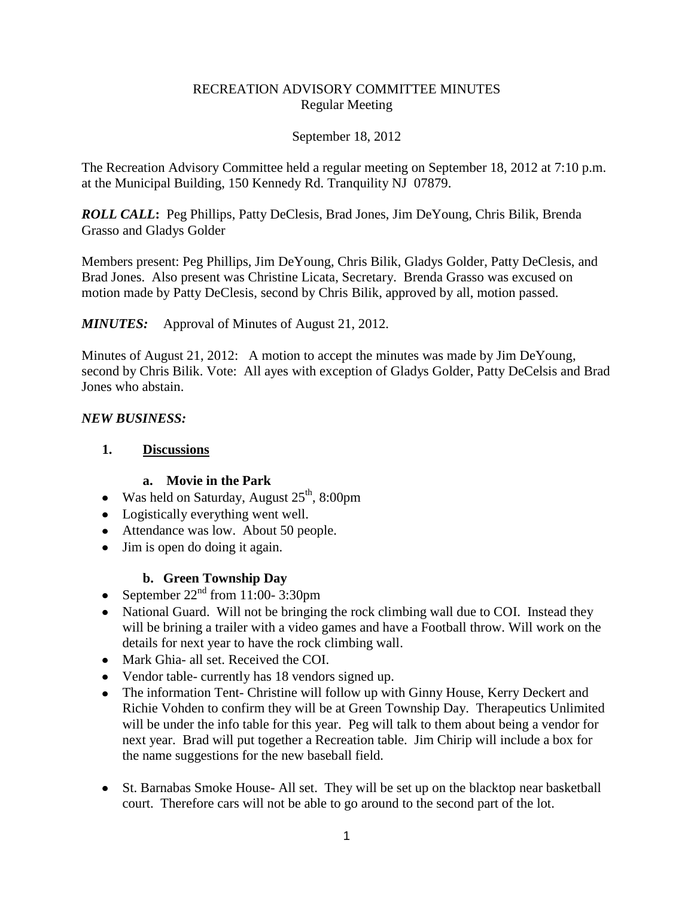RECREATION ADVISORY COMMITTEE MINUTES
Regular Meeting

September 18, 2012

The Recreation Advisory Committee held a regular meeting on September 18, 2012 at 7:10 p.m. at the Municipal Building, 150 Kennedy Rd. Tranquility NJ 07879.

***ROLL CALL*:** Peg Phillips, Patty DeClesis, Brad Jones, Jim DeYoung, Chris Bilik, Brenda Grasso and Gladys Golder

Members present: Peg Phillips, Jim DeYoung, Chris Bilik, Gladys Golder, Patty DeClesis, and Brad Jones. Also present was Christine Licata, Secretary. Brenda Grasso was excused on motion made by Patty DeClesis, second by Chris Bilik, approved by all, motion passed.

***MINUTES:*** Approval of Minutes of August 21, 2012.

Minutes of August 21, 2012: A motion to accept the minutes was made by Jim DeYoung, second by Chris Bilik. Vote: All ayes with exception of Gladys Golder, Patty DeCelsis and Brad Jones who abstain.

***NEW BUSINESS:***

**1. Discussions**

**a. Movie in the Park**

- Was held on Saturday, August 25th, 8:00pm
- Logistically everything went well.
- Attendance was low. About 50 people.
- Jim is open do doing it again.

**b. Green Township Day**

- September 22nd from 11:00- 3:30pm
- National Guard. Will not be bringing the rock climbing wall due to COI. Instead they will be brining a trailer with a video games and have a Football throw. Will work on the details for next year to have the rock climbing wall.
- Mark Ghia- all set. Received the COI.
- Vendor table- currently has 18 vendors signed up.
- The information Tent- Christine will follow up with Ginny House, Kerry Deckert and Richie Vohden to confirm they will be at Green Township Day. Therapeutics Unlimited will be under the info table for this year. Peg will talk to them about being a vendor for next year. Brad will put together a Recreation table. Jim Chirip will include a box for the name suggestions for the new baseball field.
- St. Barnabas Smoke House- All set. They will be set up on the blacktop near basketball court. Therefore cars will not be able to go around to the second part of the lot.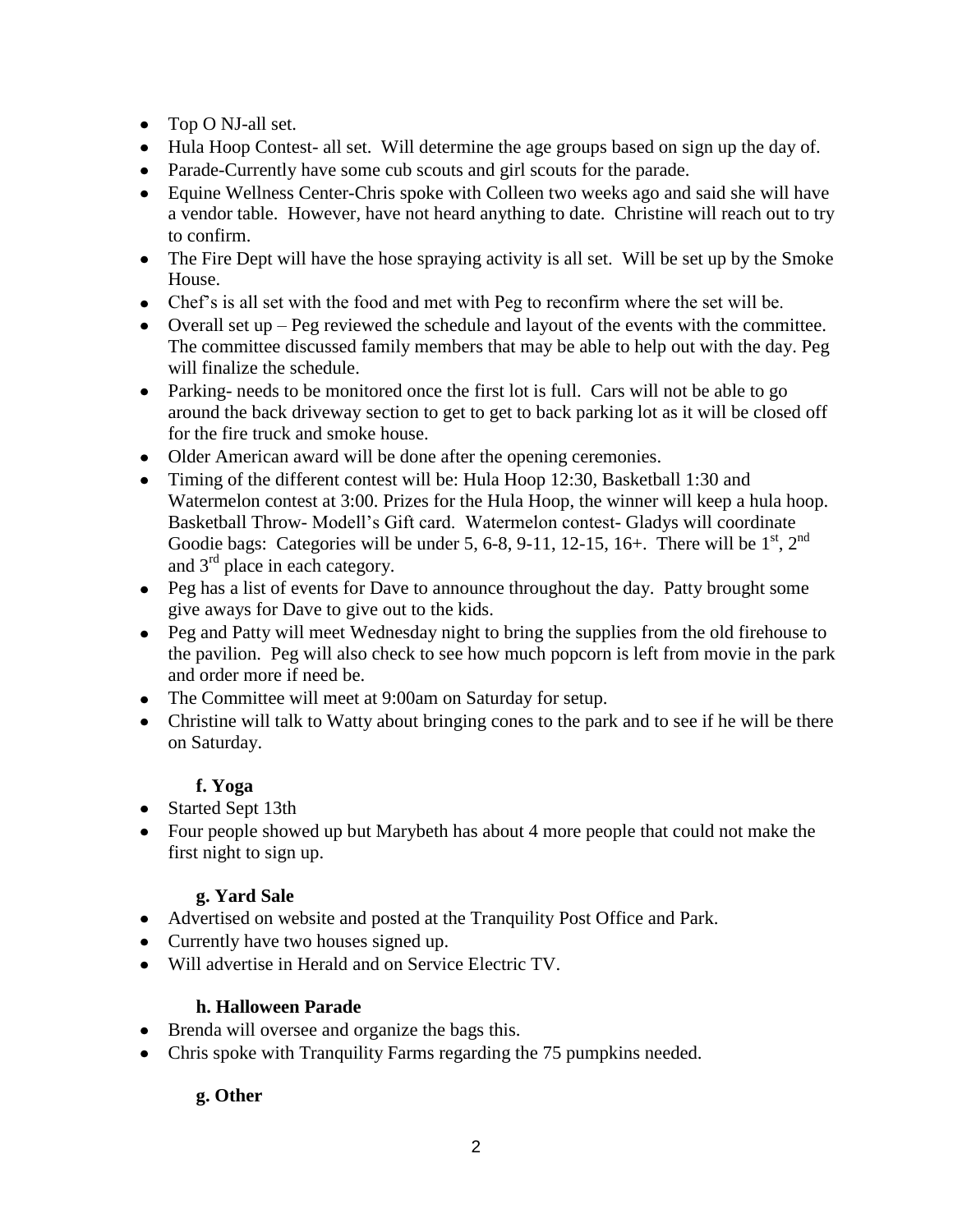- Top O NJ-all set.
- Hula Hoop Contest- all set. Will determine the age groups based on sign up the day of.
- Parade-Currently have some cub scouts and girl scouts for the parade.
- Equine Wellness Center-Chris spoke with Colleen two weeks ago and said she will have a vendor table. However, have not heard anything to date. Christine will reach out to try to confirm.
- The Fire Dept will have the hose spraying activity is all set. Will be set up by the Smoke House.
- Chef's is all set with the food and met with Peg to reconfirm where the set will be.
- Overall set up – Peg reviewed the schedule and layout of the events with the committee. The committee discussed family members that may be able to help out with the day. Peg will finalize the schedule.
- Parking- needs to be monitored once the first lot is full. Cars will not be able to go around the back driveway section to get to get to back parking lot as it will be closed off for the fire truck and smoke house.
- Older American award will be done after the opening ceremonies.
- Timing of the different contest will be: Hula Hoop 12:30, Basketball 1:30 and Watermelon contest at 3:00. Prizes for the Hula Hoop, the winner will keep a hula hoop. Basketball Throw- Modell's Gift card. Watermelon contest- Gladys will coordinate Goodie bags: Categories will be under 5, 6-8, 9-11, 12-15, 16+. There will be 1st, 2nd and 3rd place in each category.
- Peg has a list of events for Dave to announce throughout the day. Patty brought some give aways for Dave to give out to the kids.
- Peg and Patty will meet Wednesday night to bring the supplies from the old firehouse to the pavilion. Peg will also check to see how much popcorn is left from movie in the park and order more if need be.
- The Committee will meet at 9:00am on Saturday for setup.
- Christine will talk to Watty about bringing cones to the park and to see if he will be there on Saturday.

### f. Yoga

- Started Sept 13th
- Four people showed up but Marybeth has about 4 more people that could not make the first night to sign up.

### g. Yard Sale

- Advertised on website and posted at the Tranquility Post Office and Park.
- Currently have two houses signed up.
- Will advertise in Herald and on Service Electric TV.

### h. Halloween Parade

- Brenda will oversee and organize the bags this.
- Chris spoke with Tranquility Farms regarding the 75 pumpkins needed.

### g. Other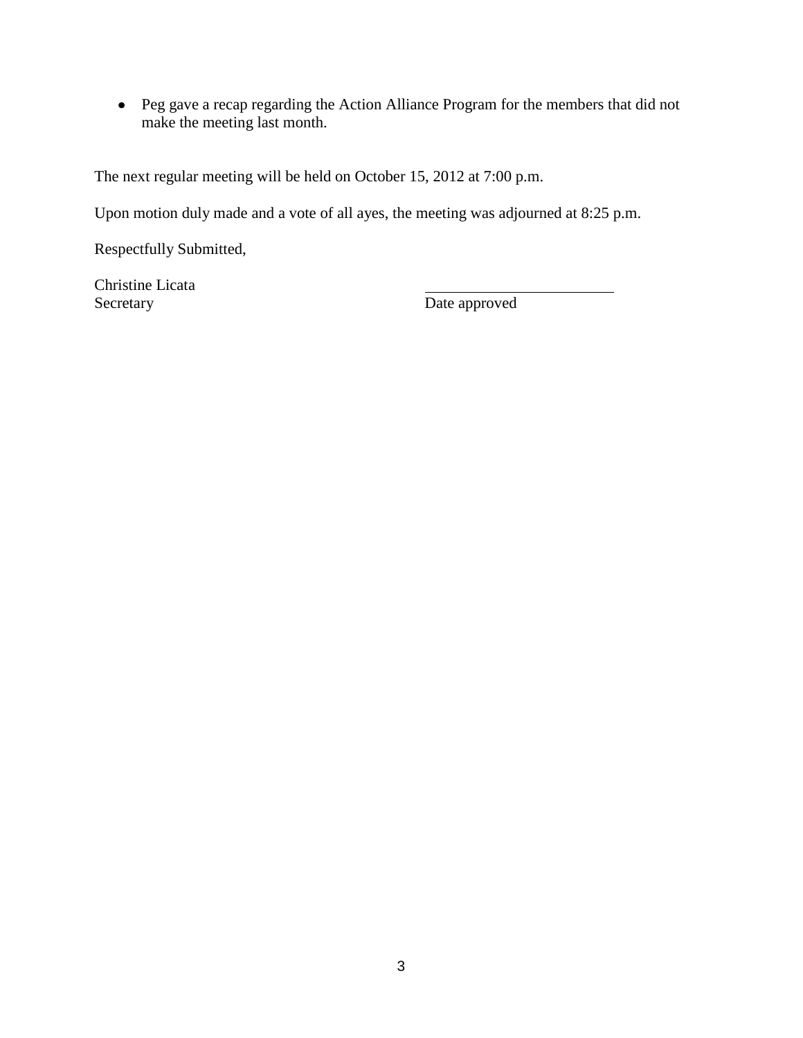- Peg gave a recap regarding the Action Alliance Program for the members that did not make the meeting last month.

The next regular meeting will be held on October 15, 2012 at 7:00 p.m.

Upon motion duly made and a vote of all ayes, the meeting was adjourned at 8:25 p.m.

Respectfully Submitted,

Christine Licata
Secretary

_________________________
Date approved